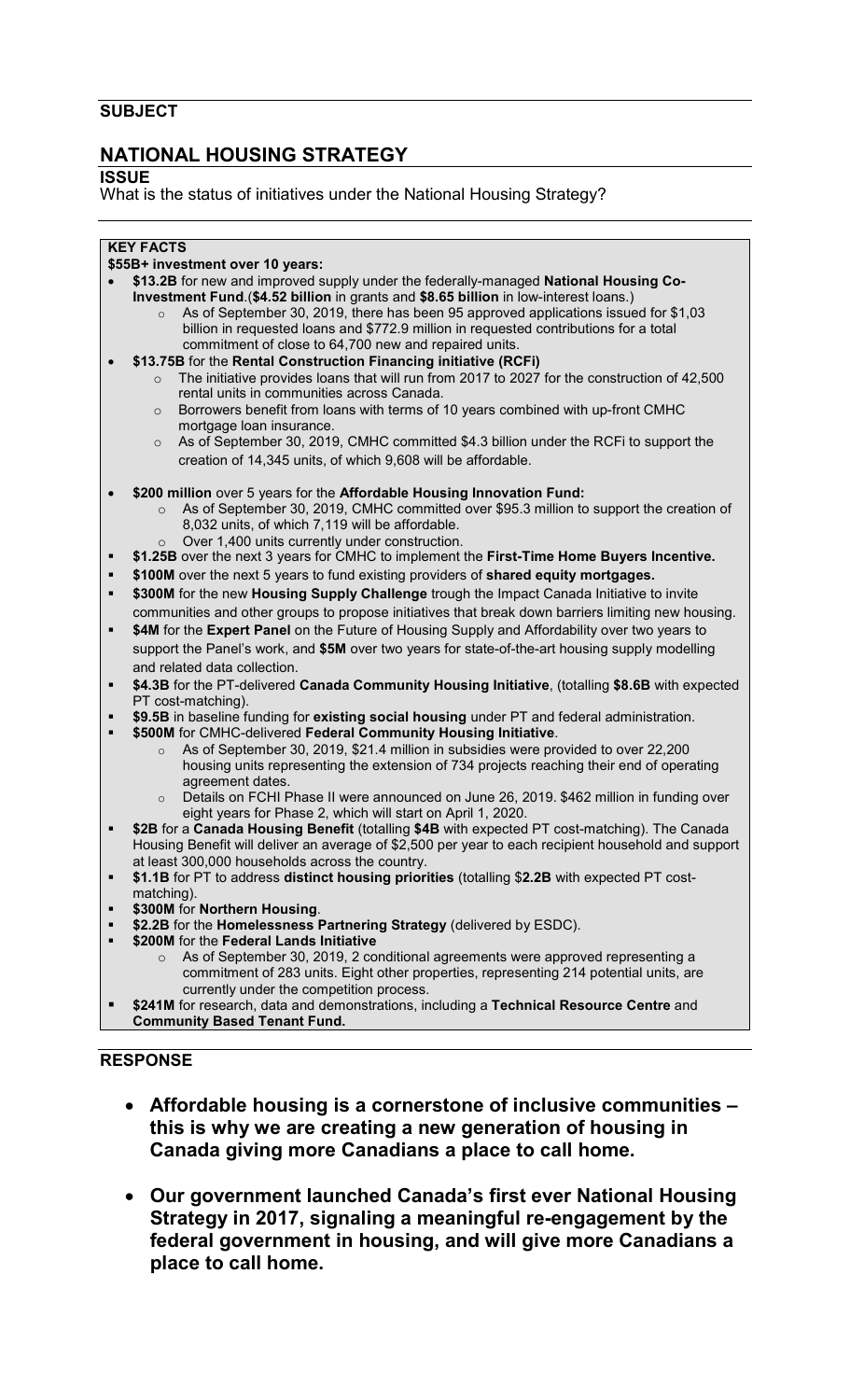**SUBJECT**

## NATIONAL HOUSING STRATEGY

**ISSUE**

What is the status of initiatives under the National Housing Strategy?

**KEY FACTS**

**$55B+ investment over 10 years:**

- **$13.2B** for new and improved supply under the federally-managed **National Housing Co-Investment Fund**.(**$4.52 billion** in grants and **$8.65 billion** in low-interest loans.)
  - As of September 30, 2019, there has been 95 approved applications issued for $1,03 billion in requested loans and $772.9 million in requested contributions for a total commitment of close to 64,700 new and repaired units.
- **$13.75B** for the **Rental Construction Financing initiative (RCFi)**
  - The initiative provides loans that will run from 2017 to 2027 for the construction of 42,500 rental units in communities across Canada.
  - Borrowers benefit from loans with terms of 10 years combined with up-front CMHC mortgage loan insurance.
  - As of September 30, 2019, CMHC committed $4.3 billion under the RCFi to support the creation of 14,345 units, of which 9,608 will be affordable.
- **$200 million** over 5 years for the **Affordable Housing Innovation Fund:**
  - As of September 30, 2019, CMHC committed over $95.3 million to support the creation of 8,032 units, of which 7,119 will be affordable.
  - Over 1,400 units currently under construction.
- **$1.25B** over the next 3 years for CMHC to implement the **First-Time Home Buyers Incentive.**
- **$100M** over the next 5 years to fund existing providers of **shared equity mortgages.**
- **$300M** for the new **Housing Supply Challenge** trough the Impact Canada Initiative to invite communities and other groups to propose initiatives that break down barriers limiting new housing.
- **$4M** for the **Expert Panel** on the Future of Housing Supply and Affordability over two years to support the Panel's work, and **$5M** over two years for state-of-the-art housing supply modelling and related data collection.
- **$4.3B** for the PT-delivered **Canada Community Housing Initiative**, (totalling **$8.6B** with expected PT cost-matching).
- **$9.5B** in baseline funding for **existing social housing** under PT and federal administration.
- **$500M** for CMHC-delivered **Federal Community Housing Initiative**.
  - As of September 30, 2019, $21.4 million in subsidies were provided to over 22,200 housing units representing the extension of 734 projects reaching their end of operating agreement dates.
  - Details on FCHI Phase II were announced on June 26, 2019. $462 million in funding over eight years for Phase 2, which will start on April 1, 2020.
- **$2B** for a **Canada Housing Benefit** (totalling **$4B** with expected PT cost-matching). The Canada Housing Benefit will deliver an average of $2,500 per year to each recipient household and support at least 300,000 households across the country.
- **$1.1B** for PT to address **distinct housing priorities** (totalling $**2.2B** with expected PT cost-matching).
- **$300M** for **Northern Housing**.
- **$2.2B** for the **Homelessness Partnering Strategy** (delivered by ESDC).
- **$200M** for the **Federal Lands Initiative**
  - As of September 30, 2019, 2 conditional agreements were approved representing a commitment of 283 units. Eight other properties, representing 214 potential units, are currently under the competition process.
- **$241M** for research, data and demonstrations, including a **Technical Resource Centre** and **Community Based Tenant Fund.**

**RESPONSE**

- **Affordable housing is a cornerstone of inclusive communities – this is why we are creating a new generation of housing in Canada giving more Canadians a place to call home.**
- **Our government launched Canada's first ever National Housing Strategy in 2017, signaling a meaningful re-engagement by the federal government in housing, and will give more Canadians a place to call home.**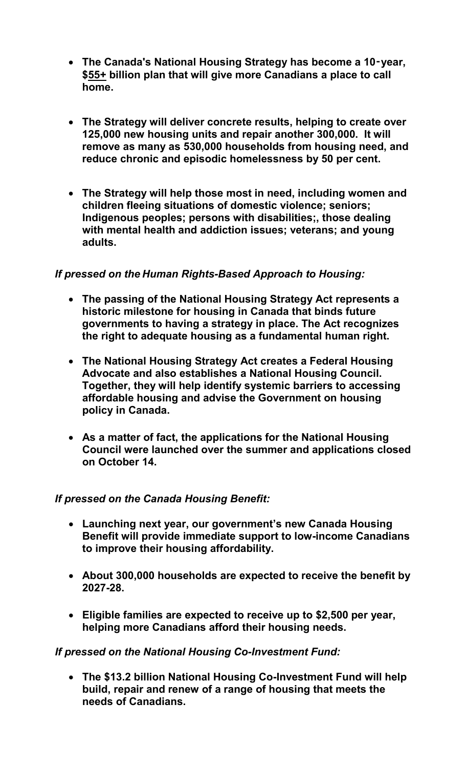- **The Canada's National Housing Strategy has become a 10‑year, $55+ billion plan that will give more Canadians a place to call home.**

- **The Strategy will deliver concrete results, helping to create over 125,000 new housing units and repair another 300,000. It will remove as many as 530,000 households from housing need, and reduce chronic and episodic homelessness by 50 per cent.**

- **The Strategy will help those most in need, including women and children fleeing situations of domestic violence; seniors; Indigenous peoples; persons with disabilities;, those dealing with mental health and addiction issues; veterans; and young adults.**

***If pressed on the Human Rights-Based Approach to Housing:***

- **The passing of the National Housing Strategy Act represents a historic milestone for housing in Canada that binds future governments to having a strategy in place. The Act recognizes the right to adequate housing as a fundamental human right.**

- **The National Housing Strategy Act creates a Federal Housing Advocate and also establishes a National Housing Council. Together, they will help identify systemic barriers to accessing affordable housing and advise the Government on housing policy in Canada.**

- **As a matter of fact, the applications for the National Housing Council were launched over the summer and applications closed on October 14.**

***If pressed on the Canada Housing Benefit:***

- **Launching next year, our government's new Canada Housing Benefit will provide immediate support to low-income Canadians to improve their housing affordability.**

- **About 300,000 households are expected to receive the benefit by 2027-28.**

- **Eligible families are expected to receive up to $2,500 per year, helping more Canadians afford their housing needs.**

***If pressed on the National Housing Co-Investment Fund:***

- **The $13.2 billion National Housing Co-Investment Fund will help build, repair and renew of a range of housing that meets the needs of Canadians.**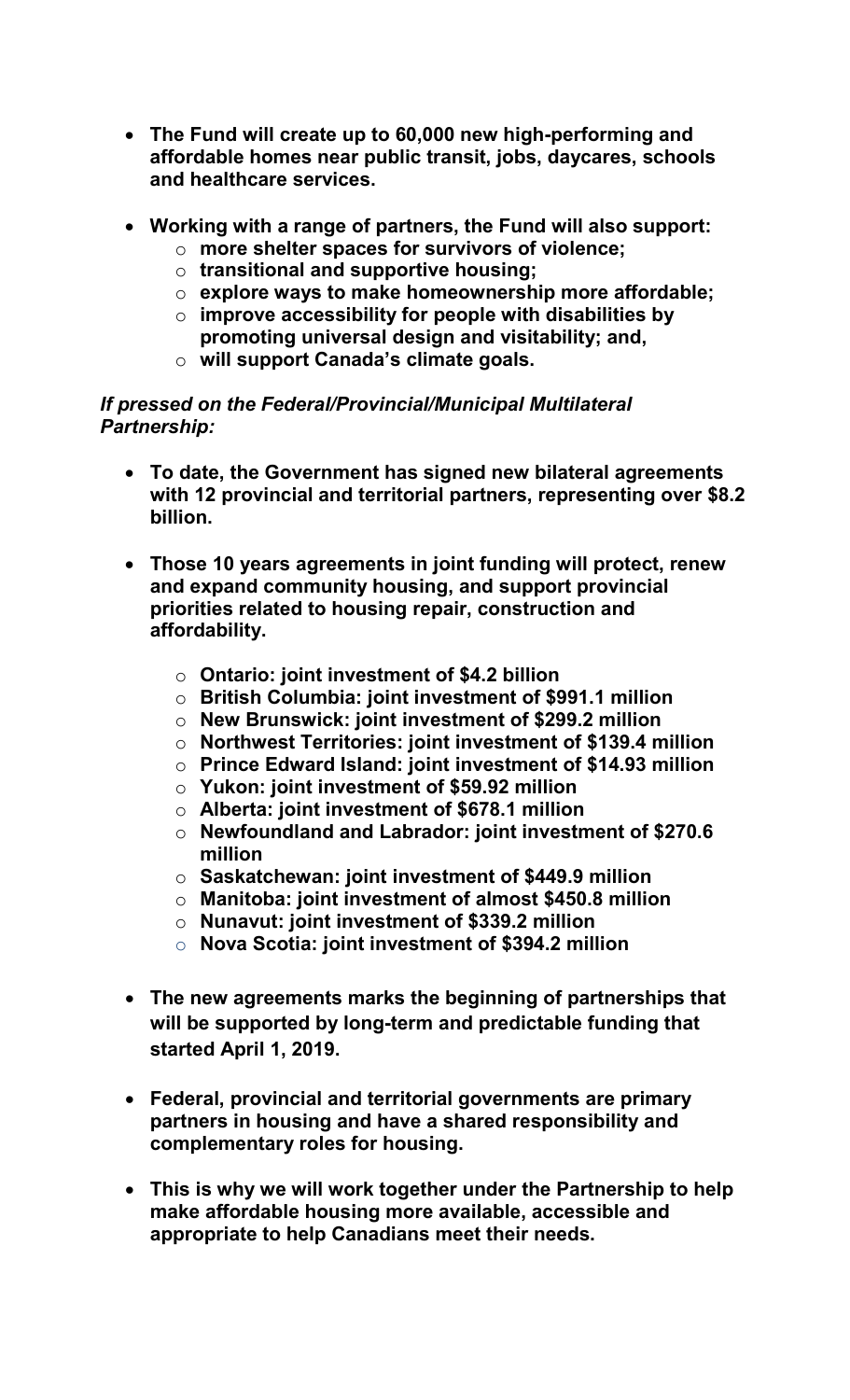- **The Fund will create up to 60,000 new high-performing and affordable homes near public transit, jobs, daycares, schools and healthcare services.**

- **Working with a range of partners, the Fund will also support:**
  - **more shelter spaces for survivors of violence;**
  - **transitional and supportive housing;**
  - **explore ways to make homeownership more affordable;**
  - **improve accessibility for people with disabilities by promoting universal design and visitability; and,**
  - **will support Canada's climate goals.**

***If pressed on the Federal/Provincial/Municipal Multilateral Partnership:***

- **To date, the Government has signed new bilateral agreements with 12 provincial and territorial partners, representing over $8.2 billion.**

- **Those 10 years agreements in joint funding will protect, renew and expand community housing, and support provincial priorities related to housing repair, construction and affordability.**
  - **Ontario: joint investment of $4.2 billion**
  - **British Columbia: joint investment of $991.1 million**
  - **New Brunswick: joint investment of $299.2 million**
  - **Northwest Territories: joint investment of $139.4 million**
  - **Prince Edward Island: joint investment of $14.93 million**
  - **Yukon: joint investment of $59.92 million**
  - **Alberta: joint investment of $678.1 million**
  - **Newfoundland and Labrador: joint investment of $270.6 million**
  - **Saskatchewan: joint investment of $449.9 million**
  - **Manitoba: joint investment of almost $450.8 million**
  - **Nunavut: joint investment of $339.2 million**
  - **Nova Scotia: joint investment of $394.2 million**

- **The new agreements marks the beginning of partnerships that will be supported by long-term and predictable funding that started April 1, 2019.**

- **Federal, provincial and territorial governments are primary partners in housing and have a shared responsibility and complementary roles for housing.**

- **This is why we will work together under the Partnership to help make affordable housing more available, accessible and appropriate to help Canadians meet their needs.**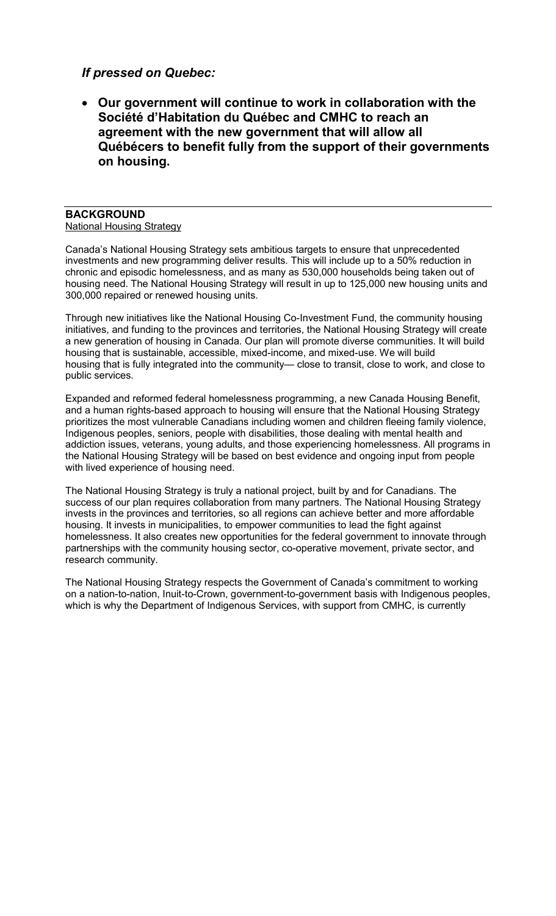### *If pressed on Quebec:*

- **Our government will continue to work in collaboration with the Société d'Habitation du Québec and CMHC to reach an agreement with the new government that will allow all Québécers to benefit fully from the support of their governments on housing.**

---

**BACKGROUND**

National Housing Strategy

Canada's National Housing Strategy sets ambitious targets to ensure that unprecedented investments and new programming deliver results. This will include up to a 50% reduction in chronic and episodic homelessness, and as many as 530,000 households being taken out of housing need. The National Housing Strategy will result in up to 125,000 new housing units and 300,000 repaired or renewed housing units.

Through new initiatives like the National Housing Co-Investment Fund, the community housing initiatives, and funding to the provinces and territories, the National Housing Strategy will create a new generation of housing in Canada. Our plan will promote diverse communities. It will build housing that is sustainable, accessible, mixed-income, and mixed-use. We will build housing that is fully integrated into the community— close to transit, close to work, and close to public services.

Expanded and reformed federal homelessness programming, a new Canada Housing Benefit, and a human rights-based approach to housing will ensure that the National Housing Strategy prioritizes the most vulnerable Canadians including women and children fleeing family violence, Indigenous peoples, seniors, people with disabilities, those dealing with mental health and addiction issues, veterans, young adults, and those experiencing homelessness. All programs in the National Housing Strategy will be based on best evidence and ongoing input from people with lived experience of housing need.

The National Housing Strategy is truly a national project, built by and for Canadians. The success of our plan requires collaboration from many partners. The National Housing Strategy invests in the provinces and territories, so all regions can achieve better and more affordable housing. It invests in municipalities, to empower communities to lead the fight against homelessness. It also creates new opportunities for the federal government to innovate through partnerships with the community housing sector, co-operative movement, private sector, and research community.

The National Housing Strategy respects the Government of Canada's commitment to working on a nation-to-nation, Inuit-to-Crown, government-to-government basis with Indigenous peoples, which is why the Department of Indigenous Services, with support from CMHC, is currently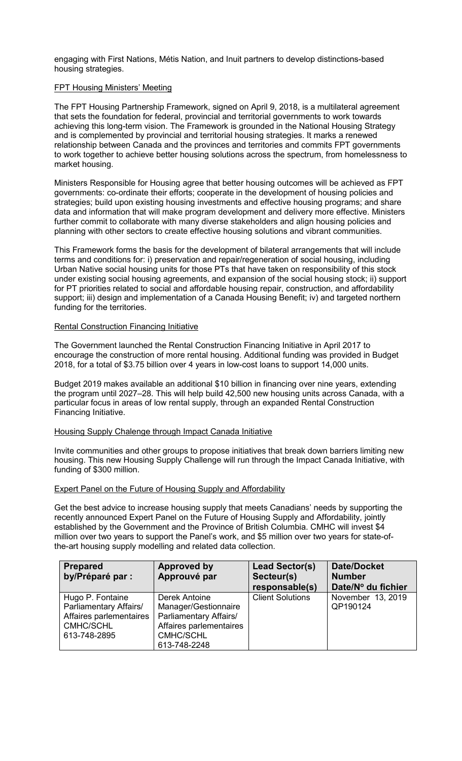engaging with First Nations, Métis Nation, and Inuit partners to develop distinctions-based housing strategies.

FPT Housing Ministers' Meeting

The FPT Housing Partnership Framework, signed on April 9, 2018, is a multilateral agreement that sets the foundation for federal, provincial and territorial governments to work towards achieving this long-term vision. The Framework is grounded in the National Housing Strategy and is complemented by provincial and territorial housing strategies. It marks a renewed relationship between Canada and the provinces and territories and commits FPT governments to work together to achieve better housing solutions across the spectrum, from homelessness to market housing.

Ministers Responsible for Housing agree that better housing outcomes will be achieved as FPT governments: co-ordinate their efforts; cooperate in the development of housing policies and strategies; build upon existing housing investments and effective housing programs; and share data and information that will make program development and delivery more effective. Ministers further commit to collaborate with many diverse stakeholders and align housing policies and planning with other sectors to create effective housing solutions and vibrant communities.

This Framework forms the basis for the development of bilateral arrangements that will include terms and conditions for: i) preservation and repair/regeneration of social housing, including Urban Native social housing units for those PTs that have taken on responsibility of this stock under existing social housing agreements, and expansion of the social housing stock; ii) support for PT priorities related to social and affordable housing repair, construction, and affordability support; iii) design and implementation of a Canada Housing Benefit; iv) and targeted northern funding for the territories.

Rental Construction Financing Initiative

The Government launched the Rental Construction Financing Initiative in April 2017 to encourage the construction of more rental housing. Additional funding was provided in Budget 2018, for a total of $3.75 billion over 4 years in low-cost loans to support 14,000 units.

Budget 2019 makes available an additional $10 billion in financing over nine years, extending the program until 2027–28. This will help build 42,500 new housing units across Canada, with a particular focus in areas of low rental supply, through an expanded Rental Construction Financing Initiative.

Housing Supply Chalenge through Impact Canada Initiative

Invite communities and other groups to propose initiatives that break down barriers limiting new housing. This new Housing Supply Challenge will run through the Impact Canada Initiative, with funding of $300 million.

Expert Panel on the Future of Housing Supply and Affordability

Get the best advice to increase housing supply that meets Canadians' needs by supporting the recently announced Expert Panel on the Future of Housing Supply and Affordability, jointly established by the Government and the Province of British Columbia. CMHC will invest $4 million over two years to support the Panel's work, and $5 million over two years for state-of-the-art housing supply modelling and related data collection.

| **Prepared by/Préparé par :** | **Approved by Approuvé par** | **Lead Sector(s) Secteur(s) responsable(s)** | **Date/Docket Number Date/Nº du fichier** |
| --- | --- | --- | --- |
| Hugo P. Fontaine<br>Parliamentary Affairs/ Affaires parlementaires<br>CMHC/SCHL<br>613-748-2895 | Derek Antoine<br>Manager/Gestionnaire<br>Parliamentary Affairs/ Affaires parlementaires<br>CMHC/SCHL<br>613-748-2248 | Client Solutions | November 13, 2019<br>QP190124 |